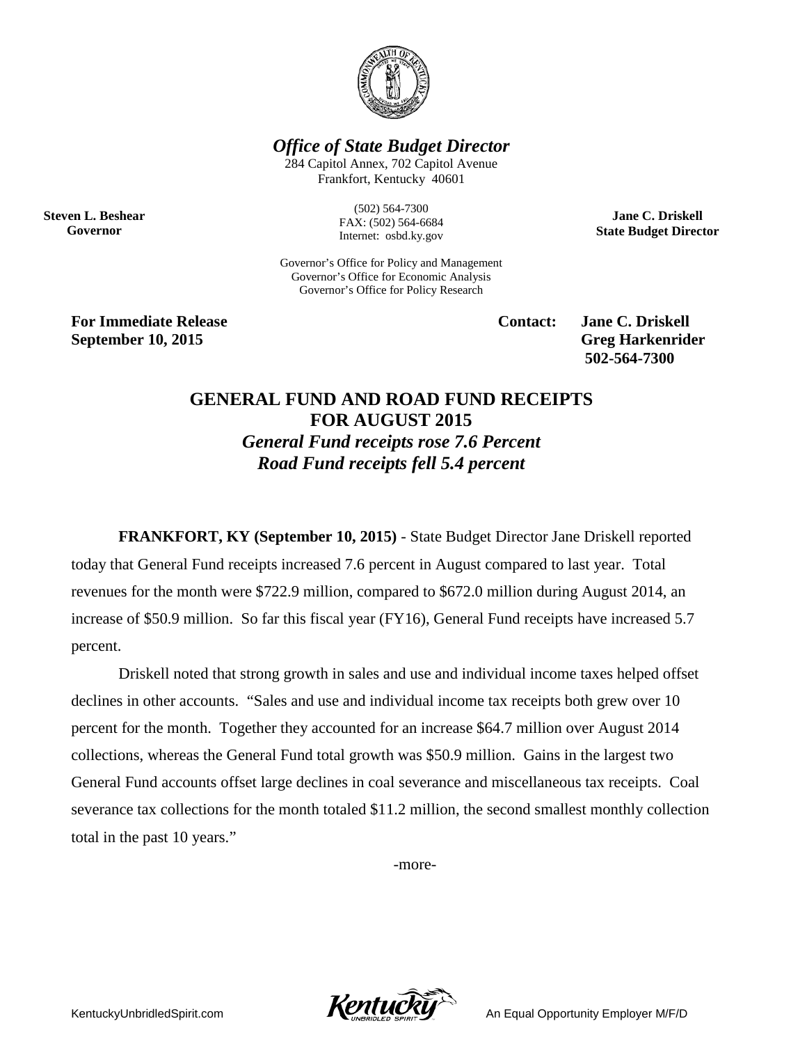## *Office of State Budget Director*

284 Capitol Annex, 702 Capitol Avenue
Frankfort, Kentucky 40601

(502) 564-7300
FAX: (502) 564-6684
Internet: osbd.ky.gov

**Steven L. Beshear**
**Governor**

**Jane C. Driskell**
**State Budget Director**

Governor's Office for Policy and Management
Governor's Office for Economic Analysis
Governor's Office for Policy Research

**For Immediate Release**
**September 10, 2015**

**Contact: Jane C. Driskell**
**Greg Harkenrider**
**502-564-7300**

# GENERAL FUND AND ROAD FUND RECEIPTS FOR AUGUST 2015

### *General Fund receipts rose 7.6 Percent*
### *Road Fund receipts fell 5.4 percent*

**FRANKFORT, KY (September 10, 2015)** - State Budget Director Jane Driskell reported today that General Fund receipts increased 7.6 percent in August compared to last year. Total revenues for the month were $722.9 million, compared to $672.0 million during August 2014, an increase of $50.9 million. So far this fiscal year (FY16), General Fund receipts have increased 5.7 percent.

Driskell noted that strong growth in sales and use and individual income taxes helped offset declines in other accounts. "Sales and use and individual income tax receipts both grew over 10 percent for the month. Together they accounted for an increase $64.7 million over August 2014 collections, whereas the General Fund total growth was $50.9 million. Gains in the largest two General Fund accounts offset large declines in coal severance and miscellaneous tax receipts. Coal severance tax collections for the month totaled $11.2 million, the second smallest monthly collection total in the past 10 years."

-more-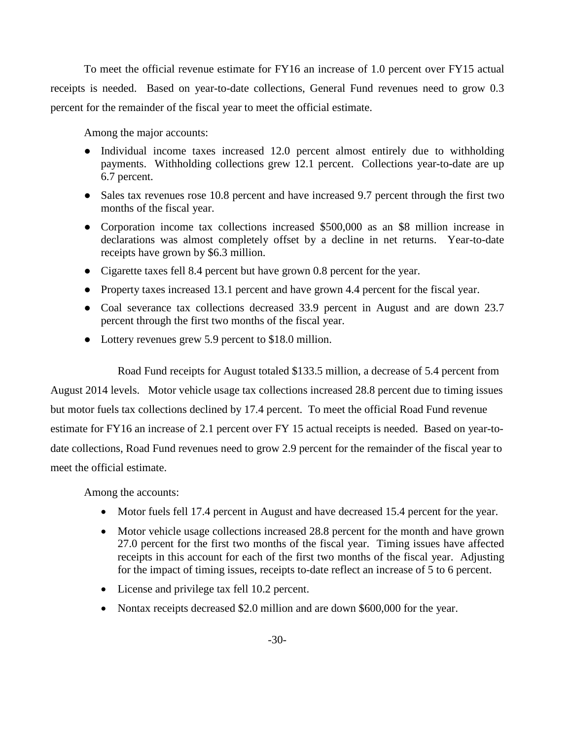To meet the official revenue estimate for FY16 an increase of 1.0 percent over FY15 actual receipts is needed. Based on year-to-date collections, General Fund revenues need to grow 0.3 percent for the remainder of the fiscal year to meet the official estimate.

Among the major accounts:

- Individual income taxes increased 12.0 percent almost entirely due to withholding payments. Withholding collections grew 12.1 percent. Collections year-to-date are up 6.7 percent.
- Sales tax revenues rose 10.8 percent and have increased 9.7 percent through the first two months of the fiscal year.
- Corporation income tax collections increased $500,000 as an $8 million increase in declarations was almost completely offset by a decline in net returns. Year-to-date receipts have grown by $6.3 million.
- Cigarette taxes fell 8.4 percent but have grown 0.8 percent for the year.
- Property taxes increased 13.1 percent and have grown 4.4 percent for the fiscal year.
- Coal severance tax collections decreased 33.9 percent in August and are down 23.7 percent through the first two months of the fiscal year.
- Lottery revenues grew 5.9 percent to $18.0 million.

Road Fund receipts for August totaled $133.5 million, a decrease of 5.4 percent from August 2014 levels. Motor vehicle usage tax collections increased 28.8 percent due to timing issues but motor fuels tax collections declined by 17.4 percent. To meet the official Road Fund revenue estimate for FY16 an increase of 2.1 percent over FY 15 actual receipts is needed. Based on year-to-date collections, Road Fund revenues need to grow 2.9 percent for the remainder of the fiscal year to meet the official estimate.

Among the accounts:

- Motor fuels fell 17.4 percent in August and have decreased 15.4 percent for the year.
- Motor vehicle usage collections increased 28.8 percent for the month and have grown 27.0 percent for the first two months of the fiscal year. Timing issues have affected receipts in this account for each of the first two months of the fiscal year. Adjusting for the impact of timing issues, receipts to-date reflect an increase of 5 to 6 percent.
- License and privilege tax fell 10.2 percent.
- Nontax receipts decreased $2.0 million and are down $600,000 for the year.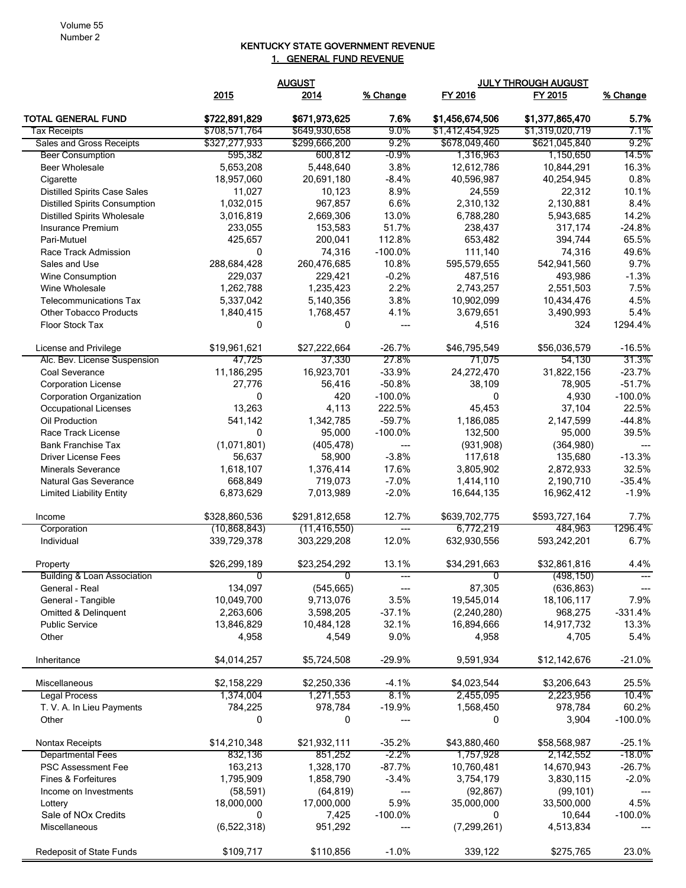Volume 55
Number 2

## KENTUCKY STATE GOVERNMENT REVENUE

### 1. GENERAL FUND REVENUE

| | AUGUST | | | JULY THROUGH AUGUST | | |
|---|---|---|---|---|---|---|
| | 2015 | 2014 | % Change | FY 2016 | FY 2015 | % Change |
| **TOTAL GENERAL FUND** | **$722,891,829** | **$671,973,625** | **7.6%** | **$1,456,674,506** | **$1,377,865,470** | **5.7%** |
| Tax Receipts | $708,571,764 | $649,930,658 | 9.0% | $1,412,454,925 | $1,319,020,719 | 7.1% |
| Sales and Gross Receipts | $327,277,933 | $299,666,200 | 9.2% | $678,049,460 | $621,045,840 | 9.2% |
| Beer Consumption | 595,382 | 600,812 | -0.9% | 1,316,963 | 1,150,650 | 14.5% |
| Beer Wholesale | 5,653,208 | 5,448,640 | 3.8% | 12,612,786 | 10,844,291 | 16.3% |
| Cigarette | 18,957,060 | 20,691,180 | -8.4% | 40,596,987 | 40,254,945 | 0.8% |
| Distilled Spirits Case Sales | 11,027 | 10,123 | 8.9% | 24,559 | 22,312 | 10.1% |
| Distilled Spirits Consumption | 1,032,015 | 967,857 | 6.6% | 2,310,132 | 2,130,881 | 8.4% |
| Distilled Spirits Wholesale | 3,016,819 | 2,669,306 | 13.0% | 6,788,280 | 5,943,685 | 14.2% |
| Insurance Premium | 233,055 | 153,583 | 51.7% | 238,437 | 317,174 | -24.8% |
| Pari-Mutuel | 425,657 | 200,041 | 112.8% | 653,482 | 394,744 | 65.5% |
| Race Track Admission | 0 | 74,316 | -100.0% | 111,140 | 74,316 | 49.6% |
| Sales and Use | 288,684,428 | 260,476,685 | 10.8% | 595,579,655 | 542,941,560 | 9.7% |
| Wine Consumption | 229,037 | 229,421 | -0.2% | 487,516 | 493,986 | -1.3% |
| Wine Wholesale | 1,262,788 | 1,235,423 | 2.2% | 2,743,257 | 2,551,503 | 7.5% |
| Telecommunications Tax | 5,337,042 | 5,140,356 | 3.8% | 10,902,099 | 10,434,476 | 4.5% |
| Other Tobacco Products | 1,840,415 | 1,768,457 | 4.1% | 3,679,651 | 3,490,993 | 5.4% |
| Floor Stock Tax | 0 | 0 | --- | 4,516 | 324 | 1294.4% |
| | | | | | | |
| License and Privilege | $19,961,621 | $27,222,664 | -26.7% | $46,795,549 | $56,036,579 | -16.5% |
| Alc. Bev. License Suspension | 47,725 | 37,330 | 27.8% | 71,075 | 54,130 | 31.3% |
| Coal Severance | 11,186,295 | 16,923,701 | -33.9% | 24,272,470 | 31,822,156 | -23.7% |
| Corporation License | 27,776 | 56,416 | -50.8% | 38,109 | 78,905 | -51.7% |
| Corporation Organization | 0 | 420 | -100.0% | 0 | 4,930 | -100.0% |
| Occupational Licenses | 13,263 | 4,113 | 222.5% | 45,453 | 37,104 | 22.5% |
| Oil Production | 541,142 | 1,342,785 | -59.7% | 1,186,085 | 2,147,599 | -44.8% |
| Race Track License | 0 | 95,000 | -100.0% | 132,500 | 95,000 | 39.5% |
| Bank Franchise Tax | (1,071,801) | (405,478) | --- | (931,908) | (364,980) | --- |
| Driver License Fees | 56,637 | 58,900 | -3.8% | 117,618 | 135,680 | -13.3% |
| Minerals Severance | 1,618,107 | 1,376,414 | 17.6% | 3,805,902 | 2,872,933 | 32.5% |
| Natural Gas Severance | 668,849 | 719,073 | -7.0% | 1,414,110 | 2,190,710 | -35.4% |
| Limited Liability Entity | 6,873,629 | 7,013,989 | -2.0% | 16,644,135 | 16,962,412 | -1.9% |
| | | | | | | |
| Income | $328,860,536 | $291,812,658 | 12.7% | $639,702,775 | $593,727,164 | 7.7% |
| Corporation | (10,868,843) | (11,416,550) | --- | 6,772,219 | 484,963 | 1296.4% |
| Individual | 339,729,378 | 303,229,208 | 12.0% | 632,930,556 | 593,242,201 | 6.7% |
| | | | | | | |
| Property | $26,299,189 | $23,254,292 | 13.1% | $34,291,663 | $32,861,816 | 4.4% |
| Building & Loan Association | 0 | 0 | --- | 0 | (498,150) | --- |
| General - Real | 134,097 | (545,665) | --- | 87,305 | (636,863) | --- |
| General - Tangible | 10,049,700 | 9,713,076 | 3.5% | 19,545,014 | 18,106,117 | 7.9% |
| Omitted & Delinquent | 2,263,606 | 3,598,205 | -37.1% | (2,240,280) | 968,275 | -331.4% |
| Public Service | 13,846,829 | 10,484,128 | 32.1% | 16,894,666 | 14,917,732 | 13.3% |
| Other | 4,958 | 4,549 | 9.0% | 4,958 | 4,705 | 5.4% |
| | | | | | | |
| Inheritance | $4,014,257 | $5,724,508 | -29.9% | 9,591,934 | $12,142,676 | -21.0% |
| | | | | | | |
| Miscellaneous | $2,158,229 | $2,250,336 | -4.1% | $4,023,544 | $3,206,643 | 25.5% |
| Legal Process | 1,374,004 | 1,271,553 | 8.1% | 2,455,095 | 2,223,956 | 10.4% |
| T. V. A. In Lieu Payments | 784,225 | 978,784 | -19.9% | 1,568,450 | 978,784 | 60.2% |
| Other | 0 | 0 | --- | 0 | 3,904 | -100.0% |
| | | | | | | |
| Nontax Receipts | $14,210,348 | $21,932,111 | -35.2% | $43,880,460 | $58,568,987 | -25.1% |
| Departmental Fees | 832,136 | 851,252 | -2.2% | 1,757,928 | 2,142,552 | -18.0% |
| PSC Assessment Fee | 163,213 | 1,328,170 | -87.7% | 10,760,481 | 14,670,943 | -26.7% |
| Fines & Forfeitures | 1,795,909 | 1,858,790 | -3.4% | 3,754,179 | 3,830,115 | -2.0% |
| Income on Investments | (58,591) | (64,819) | --- | (92,867) | (99,101) | --- |
| Lottery | 18,000,000 | 17,000,000 | 5.9% | 35,000,000 | 33,500,000 | 4.5% |
| Sale of NOx Credits | 0 | 7,425 | -100.0% | 0 | 10,644 | -100.0% |
| Miscellaneous | (6,522,318) | 951,292 | --- | (7,299,261) | 4,513,834 | --- |
| | | | | | | |
| Redeposit of State Funds | $109,717 | $110,856 | -1.0% | 339,122 | $275,765 | 23.0% |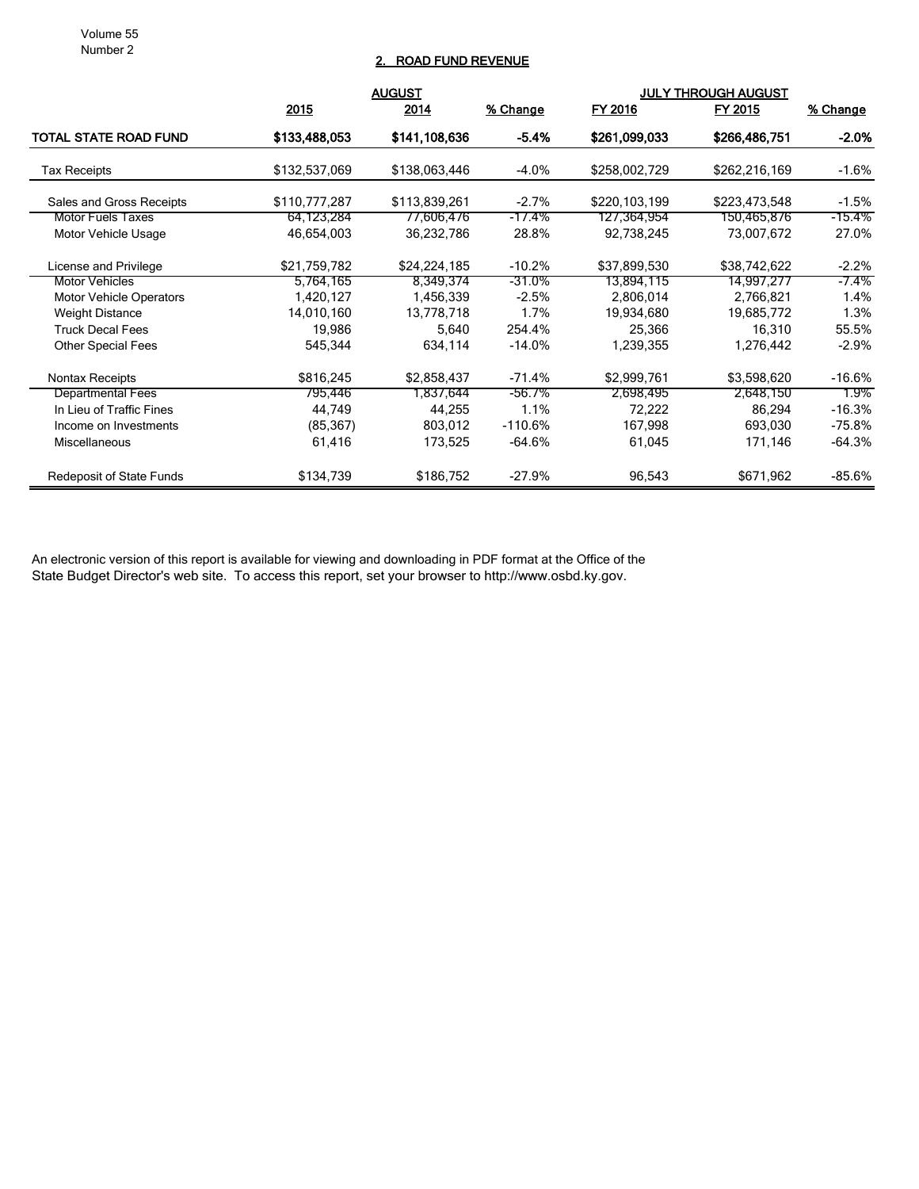## 2. ROAD FUND REVENUE

| | AUGUST | | | JULY THROUGH AUGUST | | |
|---|---|---|---|---|---|---|
| | 2015 | 2014 | % Change | FY 2016 | FY 2015 | % Change |
| **TOTAL STATE ROAD FUND** | **$133,488,053** | **$141,108,636** | **-5.4%** | **$261,099,033** | **$266,486,751** | **-2.0%** |
| Tax Receipts | $132,537,069 | $138,063,446 | -4.0% | $258,002,729 | $262,216,169 | -1.6% |
| Sales and Gross Receipts | $110,777,287 | $113,839,261 | -2.7% | $220,103,199 | $223,473,548 | -1.5% |
| Motor Fuels Taxes | 64,123,284 | 77,606,476 | -17.4% | 127,364,954 | 150,465,876 | -15.4% |
| Motor Vehicle Usage | 46,654,003 | 36,232,786 | 28.8% | 92,738,245 | 73,007,672 | 27.0% |
| License and Privilege | $21,759,782 | $24,224,185 | -10.2% | $37,899,530 | $38,742,622 | -2.2% |
| Motor Vehicles | 5,764,165 | 8,349,374 | -31.0% | 13,894,115 | 14,997,277 | -7.4% |
| Motor Vehicle Operators | 1,420,127 | 1,456,339 | -2.5% | 2,806,014 | 2,766,821 | 1.4% |
| Weight Distance | 14,010,160 | 13,778,718 | 1.7% | 19,934,680 | 19,685,772 | 1.3% |
| Truck Decal Fees | 19,986 | 5,640 | 254.4% | 25,366 | 16,310 | 55.5% |
| Other Special Fees | 545,344 | 634,114 | -14.0% | 1,239,355 | 1,276,442 | -2.9% |
| Nontax Receipts | $816,245 | $2,858,437 | -71.4% | $2,999,761 | $3,598,620 | -16.6% |
| Departmental Fees | 795,446 | 1,837,644 | -56.7% | 2,698,495 | 2,648,150 | 1.9% |
| In Lieu of Traffic Fines | 44,749 | 44,255 | 1.1% | 72,222 | 86,294 | -16.3% |
| Income on Investments | (85,367) | 803,012 | -110.6% | 167,998 | 693,030 | -75.8% |
| Miscellaneous | 61,416 | 173,525 | -64.6% | 61,045 | 171,146 | -64.3% |
| Redeposit of State Funds | $134,739 | $186,752 | -27.9% | 96,543 | $671,962 | -85.6% |

An electronic version of this report is available for viewing and downloading in PDF format at the Office of the State Budget Director's web site. To access this report, set your browser to http://www.osbd.ky.gov.